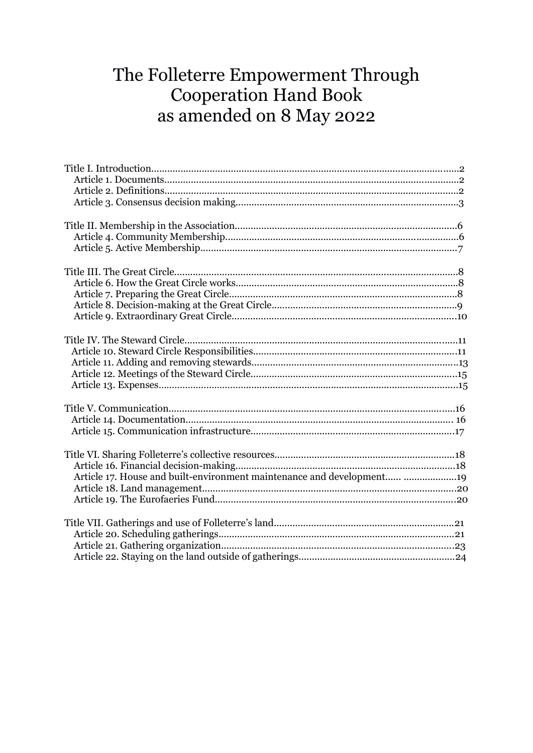# The Folleterre Empowerment Through Cooperation Hand Book as amended on 8 May 2022

Title I. Introduction....2
- Article 1. Documents....2
- Article 2. Definitions....2
- Article 3. Consensus decision making....3

Title II. Membership in the Association....6
- Article 4. Community Membership....6
- Article 5. Active Membership....7

Title III. The Great Circle....8
- Article 6. How the Great Circle works....8
- Article 7. Preparing the Great Circle....8
- Article 8. Decision-making at the Great Circle....9
- Article 9. Extraordinary Great Circle....10

Title IV. The Steward Circle....11
- Article 10. Steward Circle Responsibilities....11
- Article 11. Adding and removing stewards....13
- Article 12. Meetings of the Steward Circle....15
- Article 13. Expenses....15

Title V. Communication....16
- Article 14. Documentation....16
- Article 15. Communication infrastructure....17

Title VI. Sharing Folleterre's collective resources....18
- Article 16. Financial decision-making....18
- Article 17. House and built-environment maintenance and development....19
- Article 18. Land management....20
- Article 19. The Eurofaeries Fund....20

Title VII. Gatherings and use of Folleterre's land....21
- Article 20. Scheduling gatherings....21
- Article 21. Gathering organization....23
- Article 22. Staying on the land outside of gatherings....24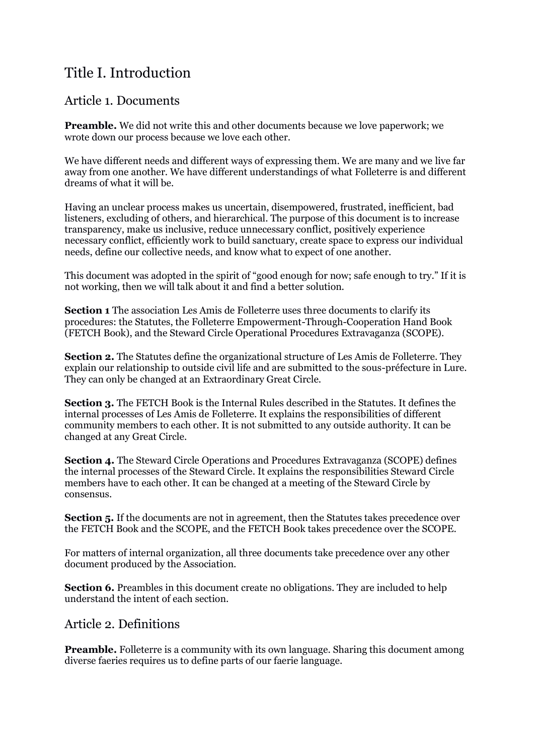# Title I. Introduction

## Article 1. Documents

**Preamble.** We did not write this and other documents because we love paperwork; we wrote down our process because we love each other.

We have different needs and different ways of expressing them. We are many and we live far away from one another. We have different understandings of what Folleterre is and different dreams of what it will be.

Having an unclear process makes us uncertain, disempowered, frustrated, inefficient, bad listeners, excluding of others, and hierarchical. The purpose of this document is to increase transparency, make us inclusive, reduce unnecessary conflict, positively experience necessary conflict, efficiently work to build sanctuary, create space to express our individual needs, define our collective needs, and know what to expect of one another.

This document was adopted in the spirit of "good enough for now; safe enough to try." If it is not working, then we will talk about it and find a better solution.

**Section 1** The association Les Amis de Folleterre uses three documents to clarify its procedures: the Statutes, the Folleterre Empowerment-Through-Cooperation Hand Book (FETCH Book), and the Steward Circle Operational Procedures Extravaganza (SCOPE).

**Section 2.** The Statutes define the organizational structure of Les Amis de Folleterre. They explain our relationship to outside civil life and are submitted to the sous-préfecture in Lure. They can only be changed at an Extraordinary Great Circle.

**Section 3.** The FETCH Book is the Internal Rules described in the Statutes. It defines the internal processes of Les Amis de Folleterre. It explains the responsibilities of different community members to each other. It is not submitted to any outside authority. It can be changed at any Great Circle.

**Section 4.** The Steward Circle Operations and Procedures Extravaganza (SCOPE) defines the internal processes of the Steward Circle. It explains the responsibilities Steward Circle members have to each other. It can be changed at a meeting of the Steward Circle by consensus.

**Section 5.** If the documents are not in agreement, then the Statutes takes precedence over the FETCH Book and the SCOPE, and the FETCH Book takes precedence over the SCOPE.

For matters of internal organization, all three documents take precedence over any other document produced by the Association.

**Section 6.** Preambles in this document create no obligations. They are included to help understand the intent of each section.

## Article 2. Definitions

**Preamble.** Folleterre is a community with its own language. Sharing this document among diverse faeries requires us to define parts of our faerie language.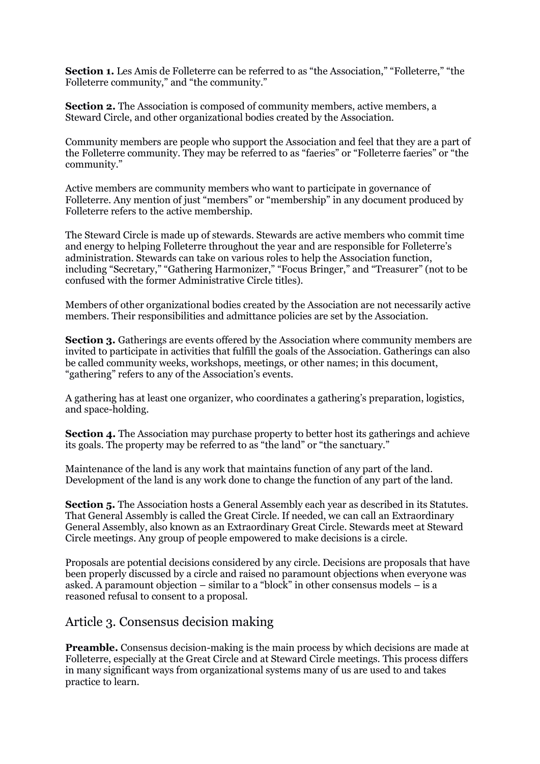**Section 1.** Les Amis de Folleterre can be referred to as "the Association," "Folleterre," "the Folleterre community," and "the community."

**Section 2.** The Association is composed of community members, active members, a Steward Circle, and other organizational bodies created by the Association.

Community members are people who support the Association and feel that they are a part of the Folleterre community. They may be referred to as "faeries" or "Folleterre faeries" or "the community."

Active members are community members who want to participate in governance of Folleterre. Any mention of just "members" or "membership" in any document produced by Folleterre refers to the active membership.

The Steward Circle is made up of stewards. Stewards are active members who commit time and energy to helping Folleterre throughout the year and are responsible for Folleterre's administration. Stewards can take on various roles to help the Association function, including "Secretary," "Gathering Harmonizer," "Focus Bringer," and "Treasurer" (not to be confused with the former Administrative Circle titles).

Members of other organizational bodies created by the Association are not necessarily active members. Their responsibilities and admittance policies are set by the Association.

**Section 3.** Gatherings are events offered by the Association where community members are invited to participate in activities that fulfill the goals of the Association. Gatherings can also be called community weeks, workshops, meetings, or other names; in this document, "gathering" refers to any of the Association's events.

A gathering has at least one organizer, who coordinates a gathering's preparation, logistics, and space-holding.

**Section 4.** The Association may purchase property to better host its gatherings and achieve its goals. The property may be referred to as "the land" or "the sanctuary."

Maintenance of the land is any work that maintains function of any part of the land. Development of the land is any work done to change the function of any part of the land.

**Section 5.** The Association hosts a General Assembly each year as described in its Statutes. That General Assembly is called the Great Circle. If needed, we can call an Extraordinary General Assembly, also known as an Extraordinary Great Circle. Stewards meet at Steward Circle meetings. Any group of people empowered to make decisions is a circle.

Proposals are potential decisions considered by any circle. Decisions are proposals that have been properly discussed by a circle and raised no paramount objections when everyone was asked. A paramount objection – similar to a "block" in other consensus models – is a reasoned refusal to consent to a proposal.

## Article 3. Consensus decision making

**Preamble.** Consensus decision-making is the main process by which decisions are made at Folleterre, especially at the Great Circle and at Steward Circle meetings. This process differs in many significant ways from organizational systems many of us are used to and takes practice to learn.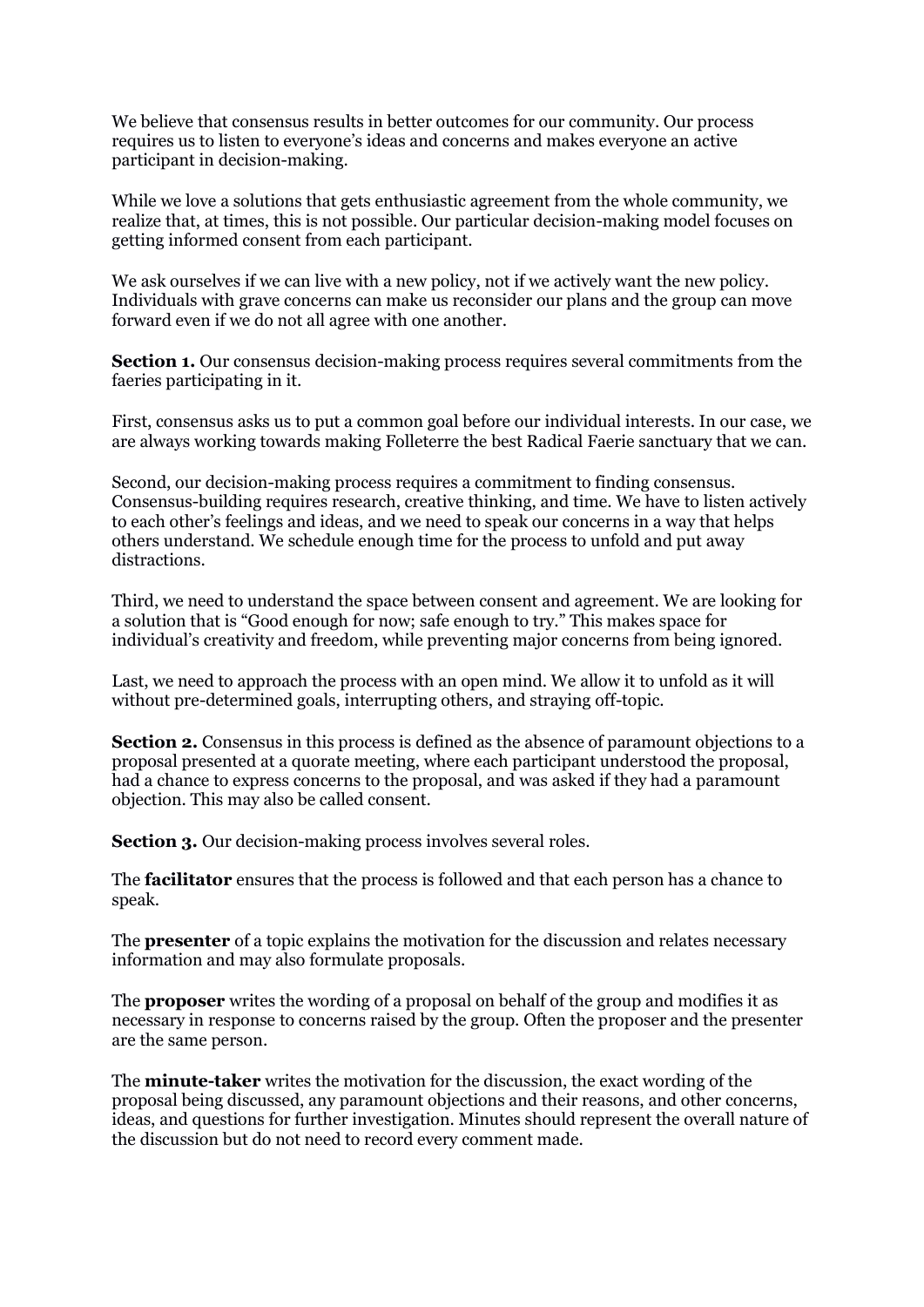We believe that consensus results in better outcomes for our community. Our process requires us to listen to everyone's ideas and concerns and makes everyone an active participant in decision-making.

While we love a solutions that gets enthusiastic agreement from the whole community, we realize that, at times, this is not possible. Our particular decision-making model focuses on getting informed consent from each participant.

We ask ourselves if we can live with a new policy, not if we actively want the new policy. Individuals with grave concerns can make us reconsider our plans and the group can move forward even if we do not all agree with one another.

**Section 1.** Our consensus decision-making process requires several commitments from the faeries participating in it.

First, consensus asks us to put a common goal before our individual interests. In our case, we are always working towards making Folleterre the best Radical Faerie sanctuary that we can.

Second, our decision-making process requires a commitment to finding consensus. Consensus-building requires research, creative thinking, and time. We have to listen actively to each other's feelings and ideas, and we need to speak our concerns in a way that helps others understand. We schedule enough time for the process to unfold and put away distractions.

Third, we need to understand the space between consent and agreement. We are looking for a solution that is "Good enough for now; safe enough to try." This makes space for individual's creativity and freedom, while preventing major concerns from being ignored.

Last, we need to approach the process with an open mind. We allow it to unfold as it will without pre-determined goals, interrupting others, and straying off-topic.

**Section 2.** Consensus in this process is defined as the absence of paramount objections to a proposal presented at a quorate meeting, where each participant understood the proposal, had a chance to express concerns to the proposal, and was asked if they had a paramount objection. This may also be called consent.

**Section 3.** Our decision-making process involves several roles.

The **facilitator** ensures that the process is followed and that each person has a chance to speak.

The **presenter** of a topic explains the motivation for the discussion and relates necessary information and may also formulate proposals.

The **proposer** writes the wording of a proposal on behalf of the group and modifies it as necessary in response to concerns raised by the group. Often the proposer and the presenter are the same person.

The **minute-taker** writes the motivation for the discussion, the exact wording of the proposal being discussed, any paramount objections and their reasons, and other concerns, ideas, and questions for further investigation. Minutes should represent the overall nature of the discussion but do not need to record every comment made.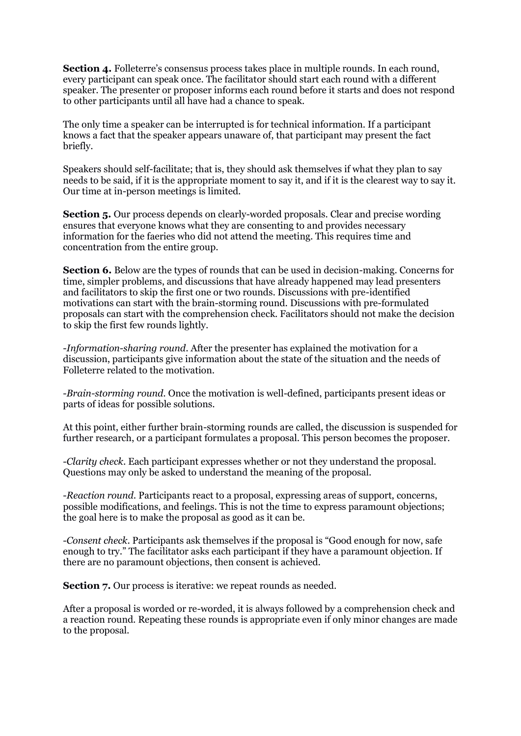**Section 4.** Folleterre's consensus process takes place in multiple rounds. In each round, every participant can speak once. The facilitator should start each round with a different speaker. The presenter or proposer informs each round before it starts and does not respond to other participants until all have had a chance to speak.

The only time a speaker can be interrupted is for technical information. If a participant knows a fact that the speaker appears unaware of, that participant may present the fact briefly.

Speakers should self-facilitate; that is, they should ask themselves if what they plan to say needs to be said, if it is the appropriate moment to say it, and if it is the clearest way to say it. Our time at in-person meetings is limited.

**Section 5.** Our process depends on clearly-worded proposals. Clear and precise wording ensures that everyone knows what they are consenting to and provides necessary information for the faeries who did not attend the meeting. This requires time and concentration from the entire group.

**Section 6.** Below are the types of rounds that can be used in decision-making. Concerns for time, simpler problems, and discussions that have already happened may lead presenters and facilitators to skip the first one or two rounds. Discussions with pre-identified motivations can start with the brain-storming round. Discussions with pre-formulated proposals can start with the comprehension check. Facilitators should not make the decision to skip the first few rounds lightly.

-*Information-sharing round*. After the presenter has explained the motivation for a discussion, participants give information about the state of the situation and the needs of Folleterre related to the motivation.

-*Brain-storming round*. Once the motivation is well-defined, participants present ideas or parts of ideas for possible solutions.

At this point, either further brain-storming rounds are called, the discussion is suspended for further research, or a participant formulates a proposal. This person becomes the proposer.

-*Clarity check*. Each participant expresses whether or not they understand the proposal. Questions may only be asked to understand the meaning of the proposal.

-*Reaction round*. Participants react to a proposal, expressing areas of support, concerns, possible modifications, and feelings. This is not the time to express paramount objections; the goal here is to make the proposal as good as it can be.

-*Consent check*. Participants ask themselves if the proposal is "Good enough for now, safe enough to try." The facilitator asks each participant if they have a paramount objection. If there are no paramount objections, then consent is achieved.

**Section 7.** Our process is iterative: we repeat rounds as needed.

After a proposal is worded or re-worded, it is always followed by a comprehension check and a reaction round. Repeating these rounds is appropriate even if only minor changes are made to the proposal.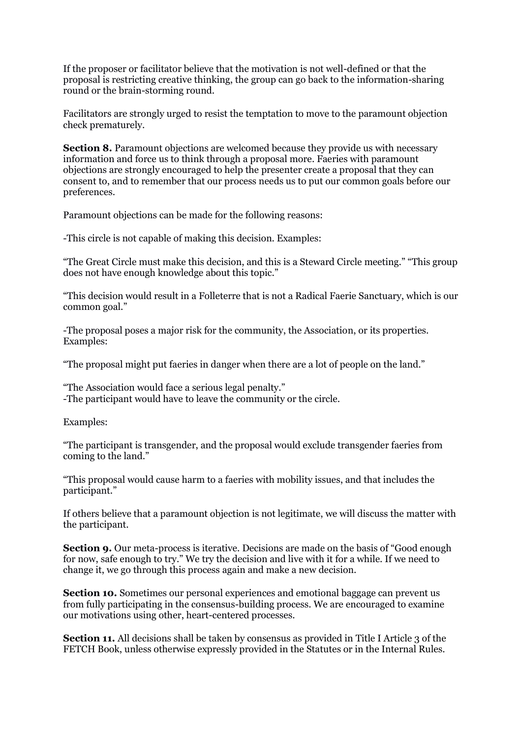If the proposer or facilitator believe that the motivation is not well-defined or that the proposal is restricting creative thinking, the group can go back to the information-sharing round or the brain-storming round.

Facilitators are strongly urged to resist the temptation to move to the paramount objection check prematurely.

**Section 8.** Paramount objections are welcomed because they provide us with necessary information and force us to think through a proposal more. Faeries with paramount objections are strongly encouraged to help the presenter create a proposal that they can consent to, and to remember that our process needs us to put our common goals before our preferences.

Paramount objections can be made for the following reasons:

-This circle is not capable of making this decision. Examples:

"The Great Circle must make this decision, and this is a Steward Circle meeting." "This group does not have enough knowledge about this topic."

"This decision would result in a Folleterre that is not a Radical Faerie Sanctuary, which is our common goal."

-The proposal poses a major risk for the community, the Association, or its properties. Examples:

"The proposal might put faeries in danger when there are a lot of people on the land."

"The Association would face a serious legal penalty."
-The participant would have to leave the community or the circle.

Examples:

"The participant is transgender, and the proposal would exclude transgender faeries from coming to the land."

"This proposal would cause harm to a faeries with mobility issues, and that includes the participant."

If others believe that a paramount objection is not legitimate, we will discuss the matter with the participant.

**Section 9.** Our meta-process is iterative. Decisions are made on the basis of "Good enough for now, safe enough to try." We try the decision and live with it for a while. If we need to change it, we go through this process again and make a new decision.

**Section 10.** Sometimes our personal experiences and emotional baggage can prevent us from fully participating in the consensus-building process. We are encouraged to examine our motivations using other, heart-centered processes.

**Section 11.** All decisions shall be taken by consensus as provided in Title I Article 3 of the FETCH Book, unless otherwise expressly provided in the Statutes or in the Internal Rules.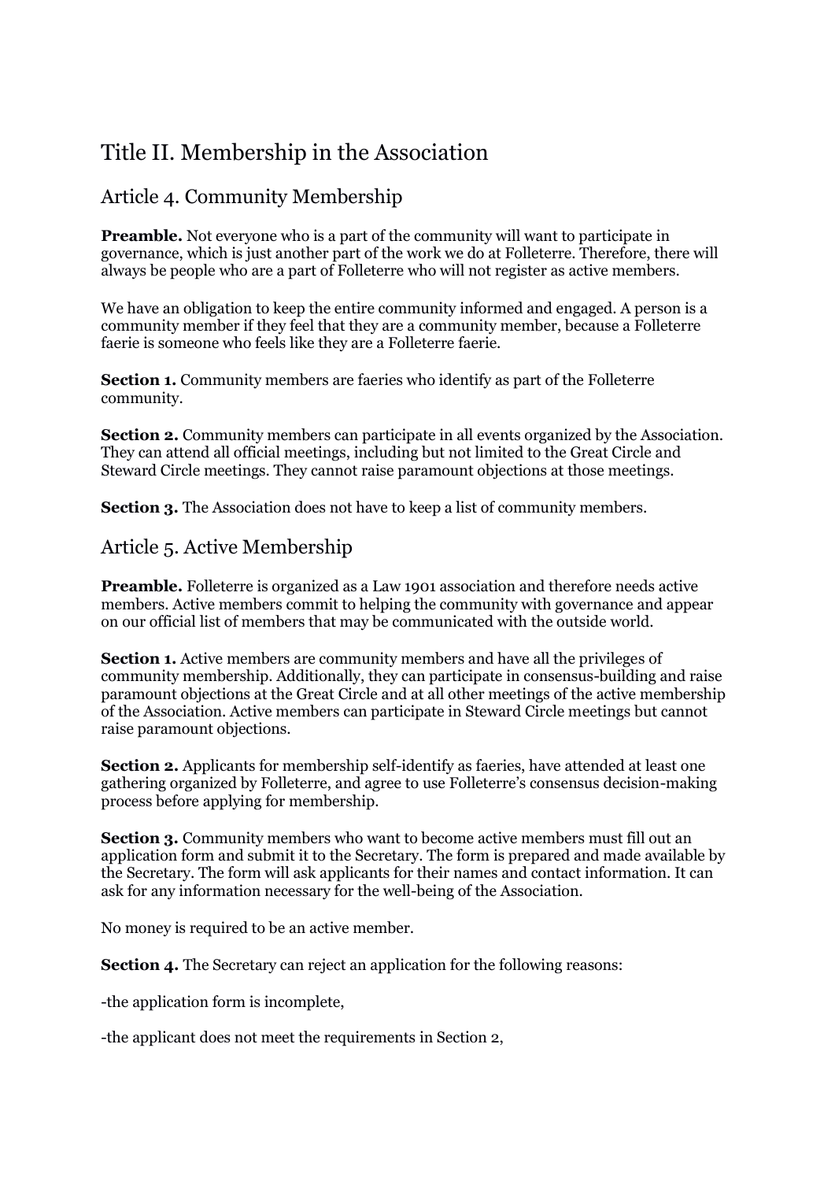# Title II. Membership in the Association

## Article 4. Community Membership

**Preamble.** Not everyone who is a part of the community will want to participate in governance, which is just another part of the work we do at Folleterre. Therefore, there will always be people who are a part of Folleterre who will not register as active members.

We have an obligation to keep the entire community informed and engaged. A person is a community member if they feel that they are a community member, because a Folleterre faerie is someone who feels like they are a Folleterre faerie.

**Section 1.** Community members are faeries who identify as part of the Folleterre community.

**Section 2.** Community members can participate in all events organized by the Association. They can attend all official meetings, including but not limited to the Great Circle and Steward Circle meetings. They cannot raise paramount objections at those meetings.

**Section 3.** The Association does not have to keep a list of community members.

## Article 5. Active Membership

**Preamble.** Folleterre is organized as a Law 1901 association and therefore needs active members. Active members commit to helping the community with governance and appear on our official list of members that may be communicated with the outside world.

**Section 1.** Active members are community members and have all the privileges of community membership. Additionally, they can participate in consensus-building and raise paramount objections at the Great Circle and at all other meetings of the active membership of the Association. Active members can participate in Steward Circle meetings but cannot raise paramount objections.

**Section 2.** Applicants for membership self-identify as faeries, have attended at least one gathering organized by Folleterre, and agree to use Folleterre's consensus decision-making process before applying for membership.

**Section 3.** Community members who want to become active members must fill out an application form and submit it to the Secretary. The form is prepared and made available by the Secretary. The form will ask applicants for their names and contact information. It can ask for any information necessary for the well-being of the Association.

No money is required to be an active member.

**Section 4.** The Secretary can reject an application for the following reasons:

-the application form is incomplete,

-the applicant does not meet the requirements in Section 2,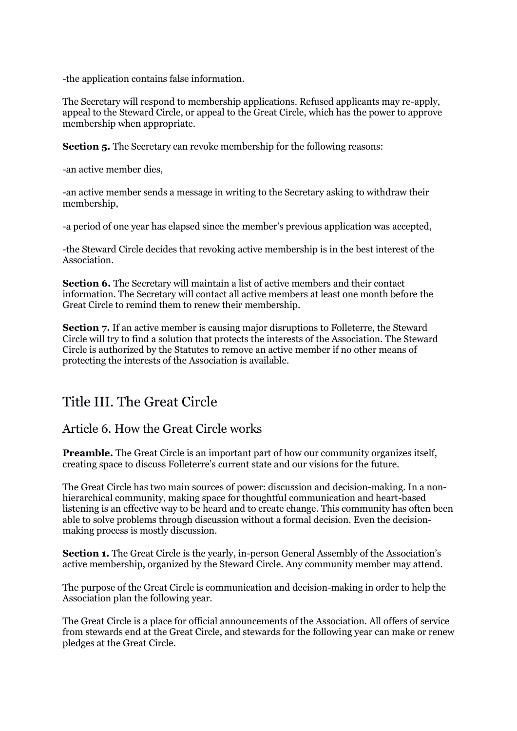-the application contains false information.

The Secretary will respond to membership applications. Refused applicants may re-apply, appeal to the Steward Circle, or appeal to the Great Circle, which has the power to approve membership when appropriate.

**Section 5.** The Secretary can revoke membership for the following reasons:

-an active member dies,

-an active member sends a message in writing to the Secretary asking to withdraw their membership,

-a period of one year has elapsed since the member's previous application was accepted,

-the Steward Circle decides that revoking active membership is in the best interest of the Association.

**Section 6.** The Secretary will maintain a list of active members and their contact information. The Secretary will contact all active members at least one month before the Great Circle to remind them to renew their membership.

**Section 7.** If an active member is causing major disruptions to Folleterre, the Steward Circle will try to find a solution that protects the interests of the Association. The Steward Circle is authorized by the Statutes to remove an active member if no other means of protecting the interests of the Association is available.

# Title III. The Great Circle

## Article 6. How the Great Circle works

**Preamble.** The Great Circle is an important part of how our community organizes itself, creating space to discuss Folleterre's current state and our visions for the future.

The Great Circle has two main sources of power: discussion and decision-making. In a non-hierarchical community, making space for thoughtful communication and heart-based listening is an effective way to be heard and to create change. This community has often been able to solve problems through discussion without a formal decision. Even the decision-making process is mostly discussion.

**Section 1.** The Great Circle is the yearly, in-person General Assembly of the Association's active membership, organized by the Steward Circle. Any community member may attend.

The purpose of the Great Circle is communication and decision-making in order to help the Association plan the following year.

The Great Circle is a place for official announcements of the Association. All offers of service from stewards end at the Great Circle, and stewards for the following year can make or renew pledges at the Great Circle.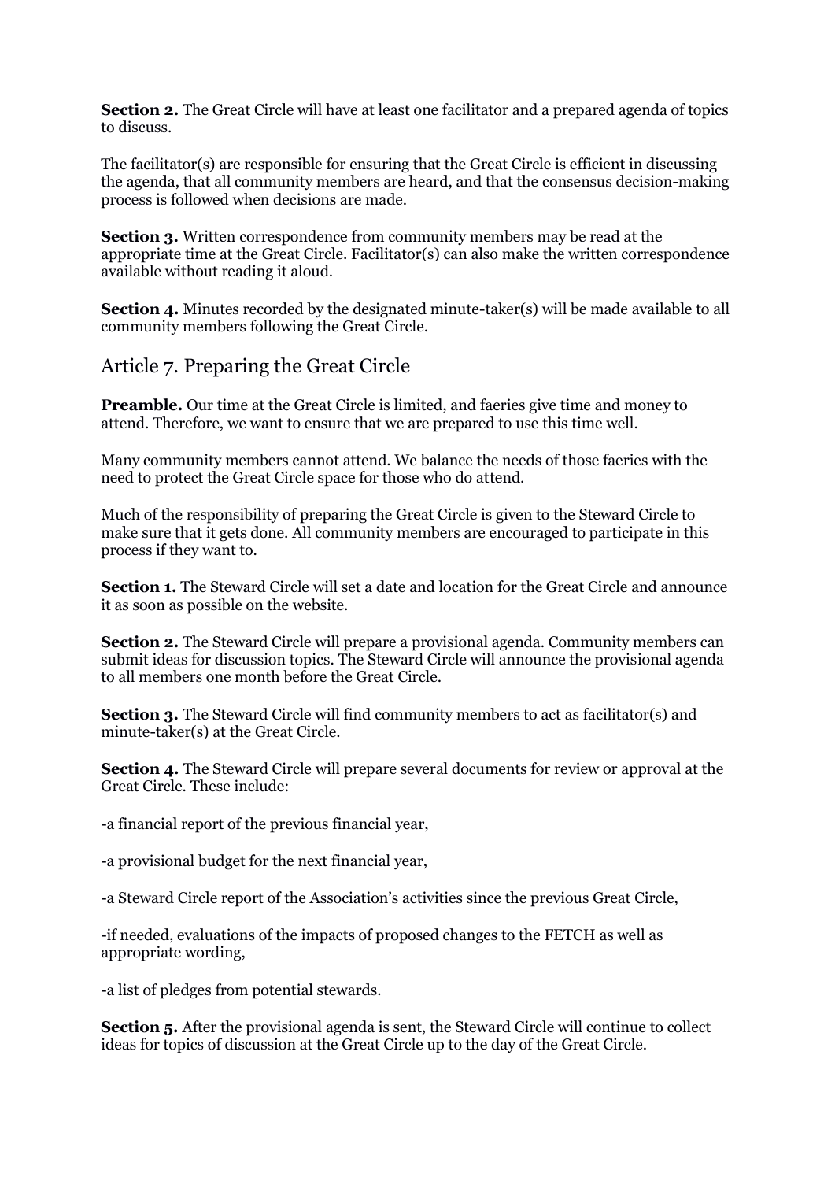**Section 2.** The Great Circle will have at least one facilitator and a prepared agenda of topics to discuss.

The facilitator(s) are responsible for ensuring that the Great Circle is efficient in discussing the agenda, that all community members are heard, and that the consensus decision-making process is followed when decisions are made.

**Section 3.** Written correspondence from community members may be read at the appropriate time at the Great Circle. Facilitator(s) can also make the written correspondence available without reading it aloud.

**Section 4.** Minutes recorded by the designated minute-taker(s) will be made available to all community members following the Great Circle.

## Article 7. Preparing the Great Circle

**Preamble.** Our time at the Great Circle is limited, and faeries give time and money to attend. Therefore, we want to ensure that we are prepared to use this time well.

Many community members cannot attend. We balance the needs of those faeries with the need to protect the Great Circle space for those who do attend.

Much of the responsibility of preparing the Great Circle is given to the Steward Circle to make sure that it gets done. All community members are encouraged to participate in this process if they want to.

**Section 1.** The Steward Circle will set a date and location for the Great Circle and announce it as soon as possible on the website.

**Section 2.** The Steward Circle will prepare a provisional agenda. Community members can submit ideas for discussion topics. The Steward Circle will announce the provisional agenda to all members one month before the Great Circle.

**Section 3.** The Steward Circle will find community members to act as facilitator(s) and minute-taker(s) at the Great Circle.

**Section 4.** The Steward Circle will prepare several documents for review or approval at the Great Circle. These include:

-a financial report of the previous financial year,

-a provisional budget for the next financial year,

-a Steward Circle report of the Association's activities since the previous Great Circle,

-if needed, evaluations of the impacts of proposed changes to the FETCH as well as appropriate wording,

-a list of pledges from potential stewards.

**Section 5.** After the provisional agenda is sent, the Steward Circle will continue to collect ideas for topics of discussion at the Great Circle up to the day of the Great Circle.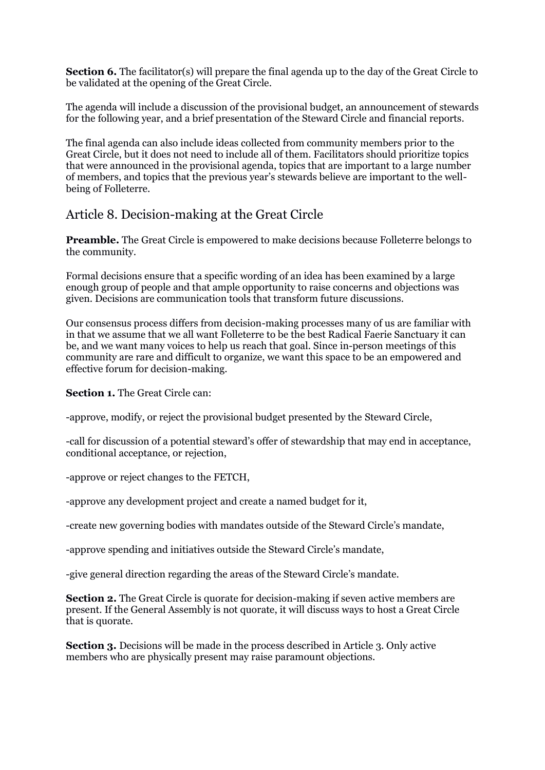**Section 6.** The facilitator(s) will prepare the final agenda up to the day of the Great Circle to be validated at the opening of the Great Circle.

The agenda will include a discussion of the provisional budget, an announcement of stewards for the following year, and a brief presentation of the Steward Circle and financial reports.

The final agenda can also include ideas collected from community members prior to the Great Circle, but it does not need to include all of them. Facilitators should prioritize topics that were announced in the provisional agenda, topics that are important to a large number of members, and topics that the previous year's stewards believe are important to the well-being of Folleterre.

## Article 8. Decision-making at the Great Circle

**Preamble.** The Great Circle is empowered to make decisions because Folleterre belongs to the community.

Formal decisions ensure that a specific wording of an idea has been examined by a large enough group of people and that ample opportunity to raise concerns and objections was given. Decisions are communication tools that transform future discussions.

Our consensus process differs from decision-making processes many of us are familiar with in that we assume that we all want Folleterre to be the best Radical Faerie Sanctuary it can be, and we want many voices to help us reach that goal. Since in-person meetings of this community are rare and difficult to organize, we want this space to be an empowered and effective forum for decision-making.

**Section 1.** The Great Circle can:

-approve, modify, or reject the provisional budget presented by the Steward Circle,

-call for discussion of a potential steward's offer of stewardship that may end in acceptance, conditional acceptance, or rejection,

-approve or reject changes to the FETCH,

-approve any development project and create a named budget for it,

-create new governing bodies with mandates outside of the Steward Circle's mandate,

-approve spending and initiatives outside the Steward Circle's mandate,

-give general direction regarding the areas of the Steward Circle's mandate.

**Section 2.** The Great Circle is quorate for decision-making if seven active members are present. If the General Assembly is not quorate, it will discuss ways to host a Great Circle that is quorate.

**Section 3.** Decisions will be made in the process described in Article 3. Only active members who are physically present may raise paramount objections.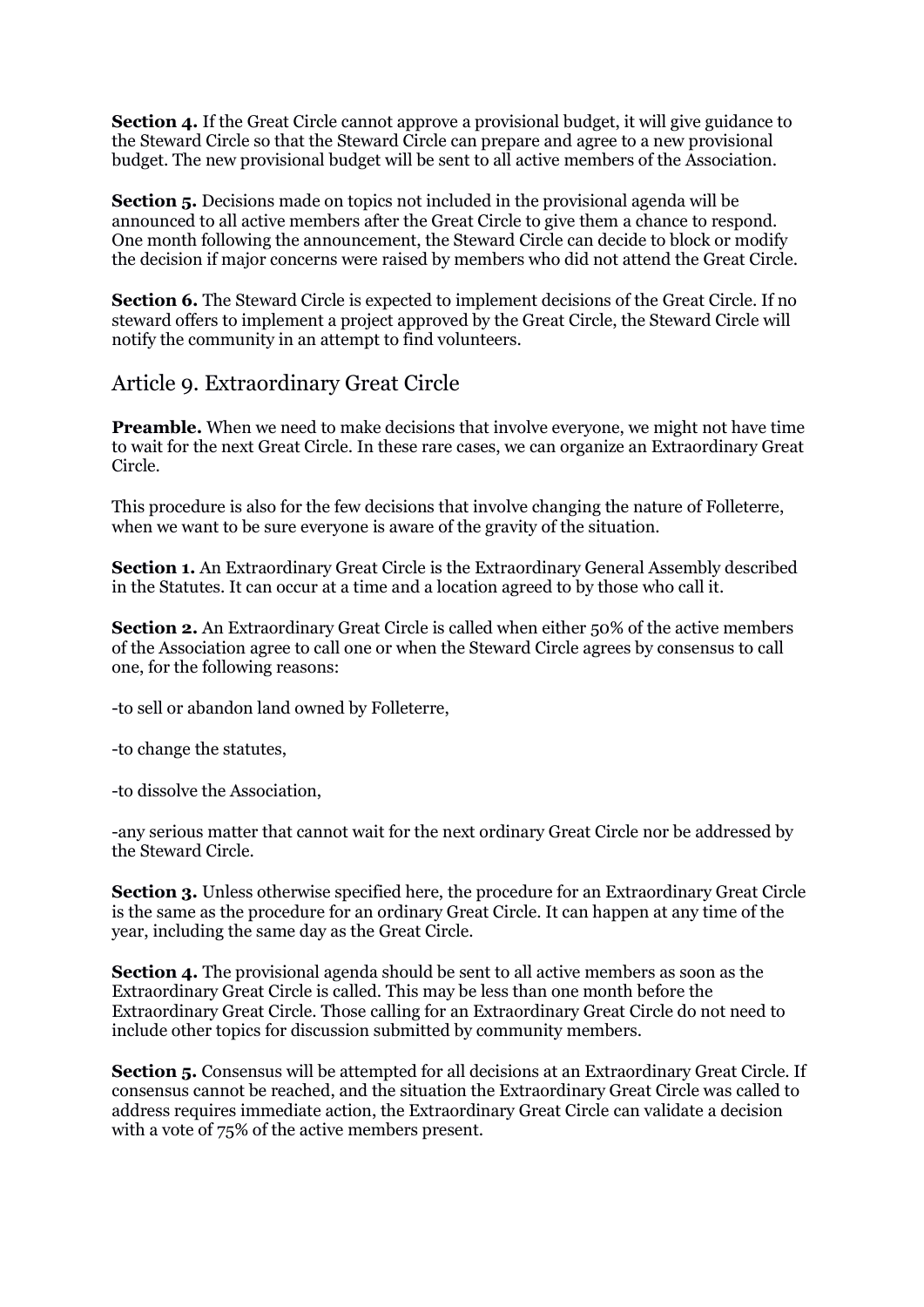**Section 4.** If the Great Circle cannot approve a provisional budget, it will give guidance to the Steward Circle so that the Steward Circle can prepare and agree to a new provisional budget. The new provisional budget will be sent to all active members of the Association.

**Section 5.** Decisions made on topics not included in the provisional agenda will be announced to all active members after the Great Circle to give them a chance to respond. One month following the announcement, the Steward Circle can decide to block or modify the decision if major concerns were raised by members who did not attend the Great Circle.

**Section 6.** The Steward Circle is expected to implement decisions of the Great Circle. If no steward offers to implement a project approved by the Great Circle, the Steward Circle will notify the community in an attempt to find volunteers.

## Article 9. Extraordinary Great Circle

**Preamble.** When we need to make decisions that involve everyone, we might not have time to wait for the next Great Circle. In these rare cases, we can organize an Extraordinary Great Circle.

This procedure is also for the few decisions that involve changing the nature of Folleterre, when we want to be sure everyone is aware of the gravity of the situation.

**Section 1.** An Extraordinary Great Circle is the Extraordinary General Assembly described in the Statutes. It can occur at a time and a location agreed to by those who call it.

**Section 2.** An Extraordinary Great Circle is called when either 50% of the active members of the Association agree to call one or when the Steward Circle agrees by consensus to call one, for the following reasons:

-to sell or abandon land owned by Folleterre,

-to change the statutes,

-to dissolve the Association,

-any serious matter that cannot wait for the next ordinary Great Circle nor be addressed by the Steward Circle.

**Section 3.** Unless otherwise specified here, the procedure for an Extraordinary Great Circle is the same as the procedure for an ordinary Great Circle. It can happen at any time of the year, including the same day as the Great Circle.

**Section 4.** The provisional agenda should be sent to all active members as soon as the Extraordinary Great Circle is called. This may be less than one month before the Extraordinary Great Circle. Those calling for an Extraordinary Great Circle do not need to include other topics for discussion submitted by community members.

**Section 5.** Consensus will be attempted for all decisions at an Extraordinary Great Circle. If consensus cannot be reached, and the situation the Extraordinary Great Circle was called to address requires immediate action, the Extraordinary Great Circle can validate a decision with a vote of 75% of the active members present.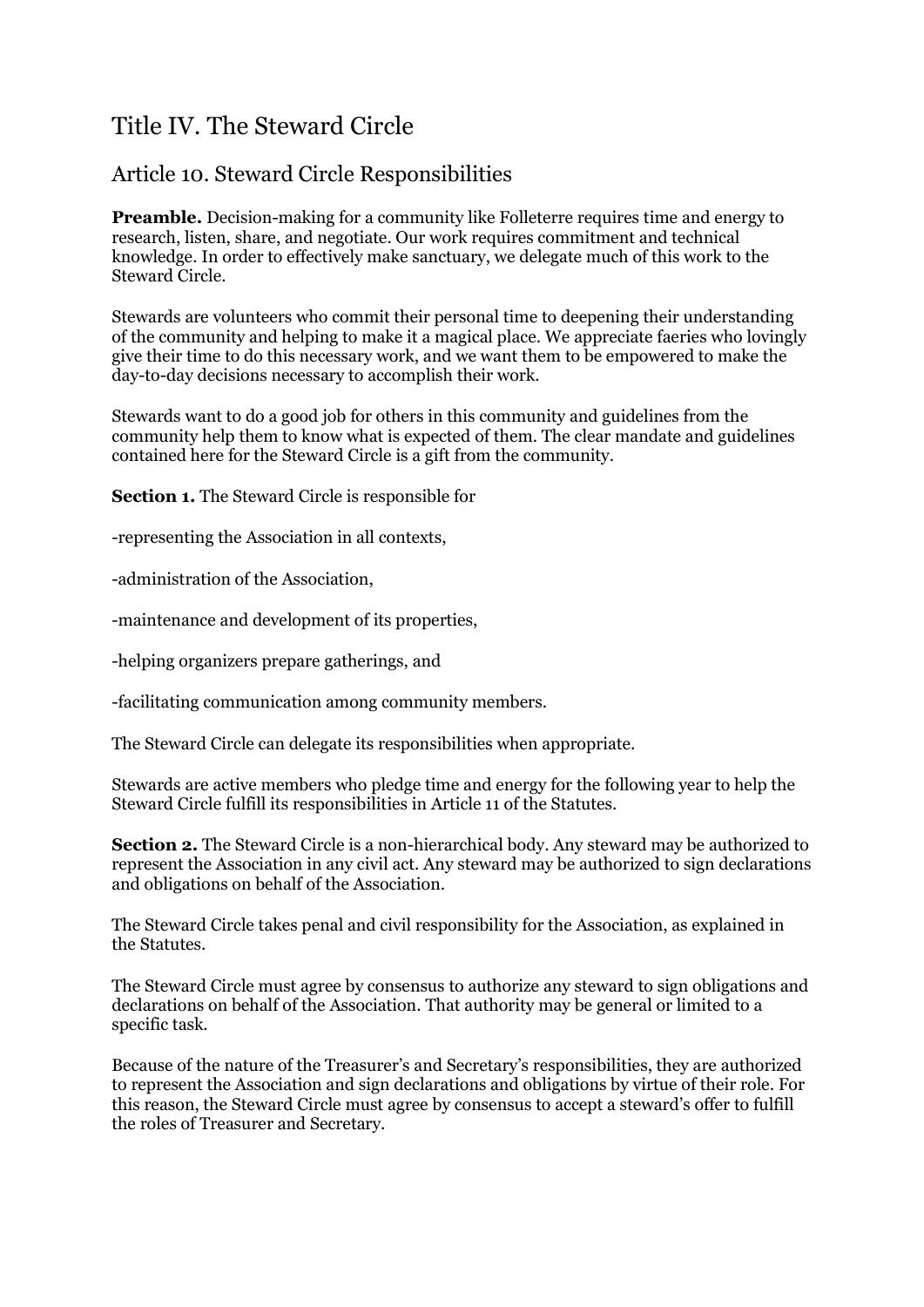# Title IV. The Steward Circle

## Article 10. Steward Circle Responsibilities

**Preamble.** Decision-making for a community like Folleterre requires time and energy to research, listen, share, and negotiate. Our work requires commitment and technical knowledge. In order to effectively make sanctuary, we delegate much of this work to the Steward Circle.

Stewards are volunteers who commit their personal time to deepening their understanding of the community and helping to make it a magical place. We appreciate faeries who lovingly give their time to do this necessary work, and we want them to be empowered to make the day-to-day decisions necessary to accomplish their work.

Stewards want to do a good job for others in this community and guidelines from the community help them to know what is expected of them. The clear mandate and guidelines contained here for the Steward Circle is a gift from the community.

**Section 1.** The Steward Circle is responsible for

-representing the Association in all contexts,

-administration of the Association,

-maintenance and development of its properties,

-helping organizers prepare gatherings, and

-facilitating communication among community members.

The Steward Circle can delegate its responsibilities when appropriate.

Stewards are active members who pledge time and energy for the following year to help the Steward Circle fulfill its responsibilities in Article 11 of the Statutes.

**Section 2.** The Steward Circle is a non-hierarchical body. Any steward may be authorized to represent the Association in any civil act. Any steward may be authorized to sign declarations and obligations on behalf of the Association.

The Steward Circle takes penal and civil responsibility for the Association, as explained in the Statutes.

The Steward Circle must agree by consensus to authorize any steward to sign obligations and declarations on behalf of the Association. That authority may be general or limited to a specific task.

Because of the nature of the Treasurer's and Secretary's responsibilities, they are authorized to represent the Association and sign declarations and obligations by virtue of their role. For this reason, the Steward Circle must agree by consensus to accept a steward's offer to fulfill the roles of Treasurer and Secretary.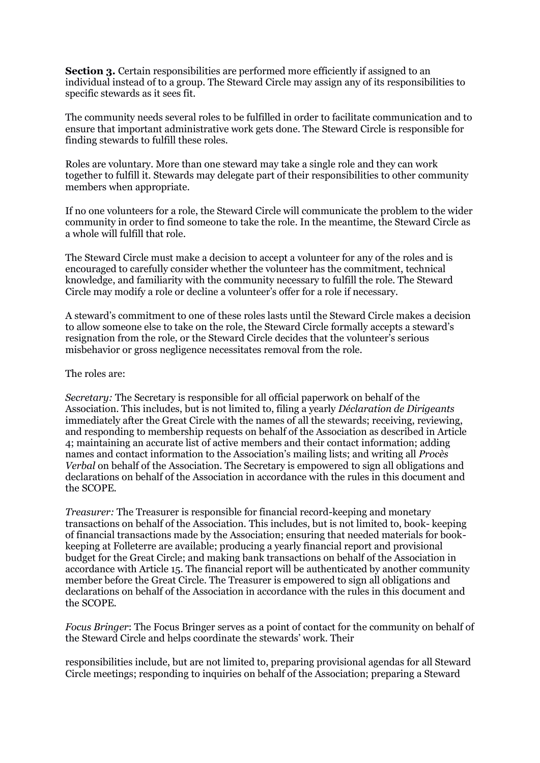**Section 3.** Certain responsibilities are performed more efficiently if assigned to an individual instead of to a group. The Steward Circle may assign any of its responsibilities to specific stewards as it sees fit.

The community needs several roles to be fulfilled in order to facilitate communication and to ensure that important administrative work gets done. The Steward Circle is responsible for finding stewards to fulfill these roles.

Roles are voluntary. More than one steward may take a single role and they can work together to fulfill it. Stewards may delegate part of their responsibilities to other community members when appropriate.

If no one volunteers for a role, the Steward Circle will communicate the problem to the wider community in order to find someone to take the role. In the meantime, the Steward Circle as a whole will fulfill that role.

The Steward Circle must make a decision to accept a volunteer for any of the roles and is encouraged to carefully consider whether the volunteer has the commitment, technical knowledge, and familiarity with the community necessary to fulfill the role. The Steward Circle may modify a role or decline a volunteer's offer for a role if necessary.

A steward's commitment to one of these roles lasts until the Steward Circle makes a decision to allow someone else to take on the role, the Steward Circle formally accepts a steward's resignation from the role, or the Steward Circle decides that the volunteer's serious misbehavior or gross negligence necessitates removal from the role.

The roles are:

*Secretary:* The Secretary is responsible for all official paperwork on behalf of the Association. This includes, but is not limited to, filing a yearly *Déclaration de Dirigeants* immediately after the Great Circle with the names of all the stewards; receiving, reviewing, and responding to membership requests on behalf of the Association as described in Article 4; maintaining an accurate list of active members and their contact information; adding names and contact information to the Association's mailing lists; and writing all *Procès Verbal* on behalf of the Association. The Secretary is empowered to sign all obligations and declarations on behalf of the Association in accordance with the rules in this document and the SCOPE.

*Treasurer:* The Treasurer is responsible for financial record-keeping and monetary transactions on behalf of the Association. This includes, but is not limited to, book- keeping of financial transactions made by the Association; ensuring that needed materials for book-keeping at Folleterre are available; producing a yearly financial report and provisional budget for the Great Circle; and making bank transactions on behalf of the Association in accordance with Article 15. The financial report will be authenticated by another community member before the Great Circle. The Treasurer is empowered to sign all obligations and declarations on behalf of the Association in accordance with the rules in this document and the SCOPE.

*Focus Bringer*: The Focus Bringer serves as a point of contact for the community on behalf of the Steward Circle and helps coordinate the stewards' work. Their

responsibilities include, but are not limited to, preparing provisional agendas for all Steward Circle meetings; responding to inquiries on behalf of the Association; preparing a Steward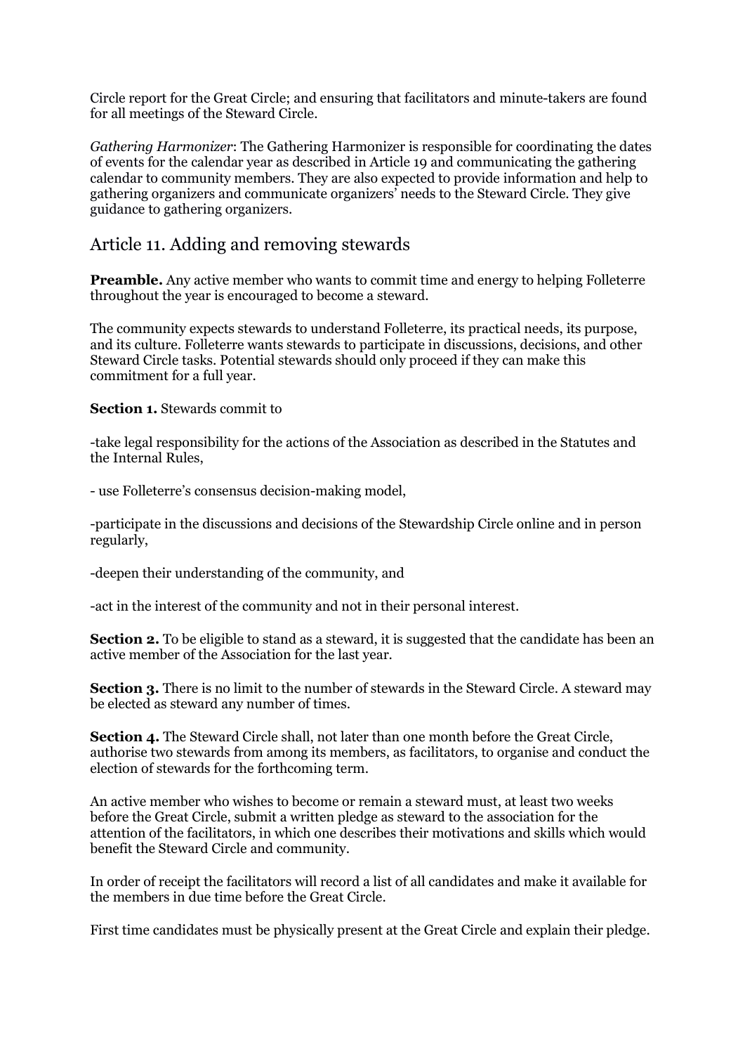Circle report for the Great Circle; and ensuring that facilitators and minute-takers are found for all meetings of the Steward Circle.

*Gathering Harmonizer*: The Gathering Harmonizer is responsible for coordinating the dates of events for the calendar year as described in Article 19 and communicating the gathering calendar to community members. They are also expected to provide information and help to gathering organizers and communicate organizers' needs to the Steward Circle. They give guidance to gathering organizers.

## Article 11. Adding and removing stewards

**Preamble.** Any active member who wants to commit time and energy to helping Folleterre throughout the year is encouraged to become a steward.

The community expects stewards to understand Folleterre, its practical needs, its purpose, and its culture. Folleterre wants stewards to participate in discussions, decisions, and other Steward Circle tasks. Potential stewards should only proceed if they can make this commitment for a full year.

**Section 1.** Stewards commit to

-take legal responsibility for the actions of the Association as described in the Statutes and the Internal Rules,

- use Folleterre's consensus decision-making model,

-participate in the discussions and decisions of the Stewardship Circle online and in person regularly,

-deepen their understanding of the community, and

-act in the interest of the community and not in their personal interest.

**Section 2.** To be eligible to stand as a steward, it is suggested that the candidate has been an active member of the Association for the last year.

**Section 3.** There is no limit to the number of stewards in the Steward Circle. A steward may be elected as steward any number of times.

**Section 4.** The Steward Circle shall, not later than one month before the Great Circle, authorise two stewards from among its members, as facilitators, to organise and conduct the election of stewards for the forthcoming term.

An active member who wishes to become or remain a steward must, at least two weeks before the Great Circle, submit a written pledge as steward to the association for the attention of the facilitators, in which one describes their motivations and skills which would benefit the Steward Circle and community.

In order of receipt the facilitators will record a list of all candidates and make it available for the members in due time before the Great Circle.

First time candidates must be physically present at the Great Circle and explain their pledge.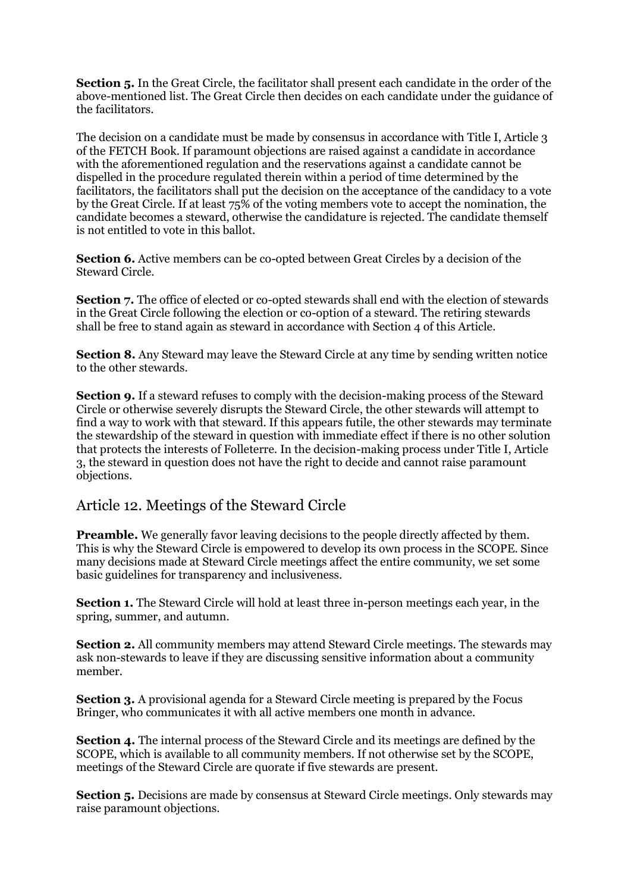**Section 5.** In the Great Circle, the facilitator shall present each candidate in the order of the above-mentioned list. The Great Circle then decides on each candidate under the guidance of the facilitators.

The decision on a candidate must be made by consensus in accordance with Title I, Article 3 of the FETCH Book. If paramount objections are raised against a candidate in accordance with the aforementioned regulation and the reservations against a candidate cannot be dispelled in the procedure regulated therein within a period of time determined by the facilitators, the facilitators shall put the decision on the acceptance of the candidacy to a vote by the Great Circle. If at least 75% of the voting members vote to accept the nomination, the candidate becomes a steward, otherwise the candidature is rejected. The candidate themself is not entitled to vote in this ballot.

**Section 6.** Active members can be co-opted between Great Circles by a decision of the Steward Circle.

**Section 7.** The office of elected or co-opted stewards shall end with the election of stewards in the Great Circle following the election or co-option of a steward. The retiring stewards shall be free to stand again as steward in accordance with Section 4 of this Article.

**Section 8.** Any Steward may leave the Steward Circle at any time by sending written notice to the other stewards.

**Section 9.** If a steward refuses to comply with the decision-making process of the Steward Circle or otherwise severely disrupts the Steward Circle, the other stewards will attempt to find a way to work with that steward. If this appears futile, the other stewards may terminate the stewardship of the steward in question with immediate effect if there is no other solution that protects the interests of Folleterre. In the decision-making process under Title I, Article 3, the steward in question does not have the right to decide and cannot raise paramount objections.

## Article 12. Meetings of the Steward Circle

**Preamble.** We generally favor leaving decisions to the people directly affected by them. This is why the Steward Circle is empowered to develop its own process in the SCOPE. Since many decisions made at Steward Circle meetings affect the entire community, we set some basic guidelines for transparency and inclusiveness.

**Section 1.** The Steward Circle will hold at least three in-person meetings each year, in the spring, summer, and autumn.

**Section 2.** All community members may attend Steward Circle meetings. The stewards may ask non-stewards to leave if they are discussing sensitive information about a community member.

**Section 3.** A provisional agenda for a Steward Circle meeting is prepared by the Focus Bringer, who communicates it with all active members one month in advance.

**Section 4.** The internal process of the Steward Circle and its meetings are defined by the SCOPE, which is available to all community members. If not otherwise set by the SCOPE, meetings of the Steward Circle are quorate if five stewards are present.

**Section 5.** Decisions are made by consensus at Steward Circle meetings. Only stewards may raise paramount objections.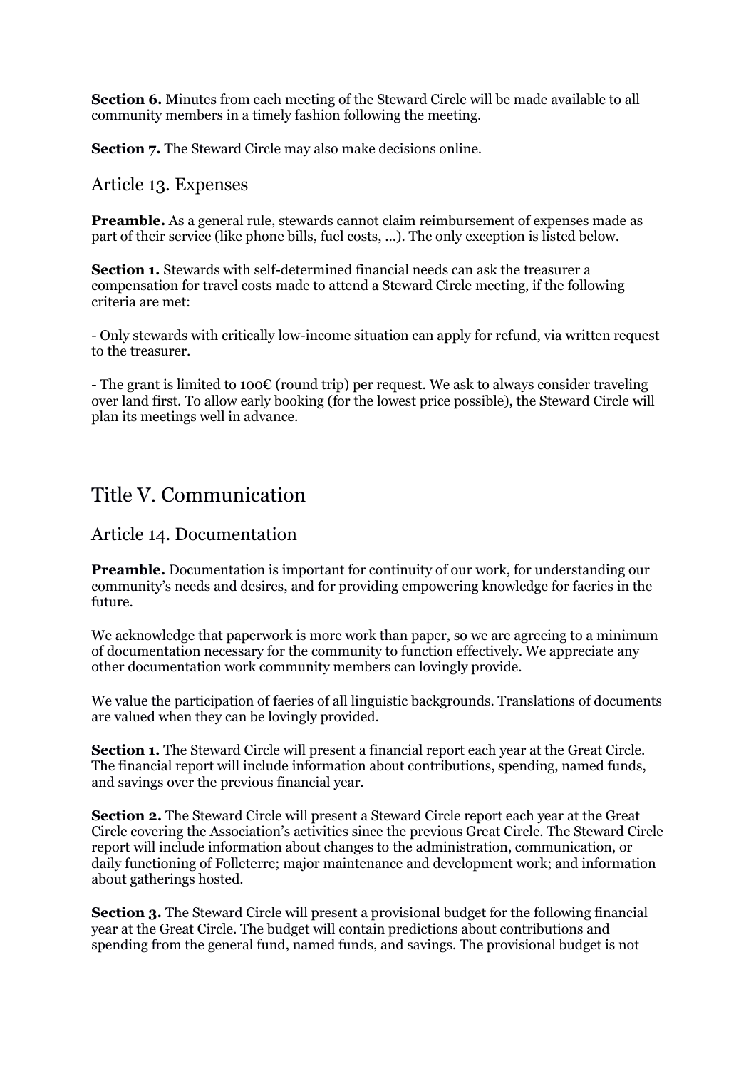**Section 6.** Minutes from each meeting of the Steward Circle will be made available to all community members in a timely fashion following the meeting.

**Section 7.** The Steward Circle may also make decisions online.

### Article 13. Expenses

**Preamble.** As a general rule, stewards cannot claim reimbursement of expenses made as part of their service (like phone bills, fuel costs, ...). The only exception is listed below.

**Section 1.** Stewards with self-determined financial needs can ask the treasurer a compensation for travel costs made to attend a Steward Circle meeting, if the following criteria are met:

- Only stewards with critically low-income situation can apply for refund, via written request to the treasurer.

- The grant is limited to 100€ (round trip) per request. We ask to always consider traveling over land first. To allow early booking (for the lowest price possible), the Steward Circle will plan its meetings well in advance.

## Title V. Communication

### Article 14. Documentation

**Preamble.** Documentation is important for continuity of our work, for understanding our community's needs and desires, and for providing empowering knowledge for faeries in the future.

We acknowledge that paperwork is more work than paper, so we are agreeing to a minimum of documentation necessary for the community to function effectively. We appreciate any other documentation work community members can lovingly provide.

We value the participation of faeries of all linguistic backgrounds. Translations of documents are valued when they can be lovingly provided.

**Section 1.** The Steward Circle will present a financial report each year at the Great Circle. The financial report will include information about contributions, spending, named funds, and savings over the previous financial year.

**Section 2.** The Steward Circle will present a Steward Circle report each year at the Great Circle covering the Association's activities since the previous Great Circle. The Steward Circle report will include information about changes to the administration, communication, or daily functioning of Folleterre; major maintenance and development work; and information about gatherings hosted.

**Section 3.** The Steward Circle will present a provisional budget for the following financial year at the Great Circle. The budget will contain predictions about contributions and spending from the general fund, named funds, and savings. The provisional budget is not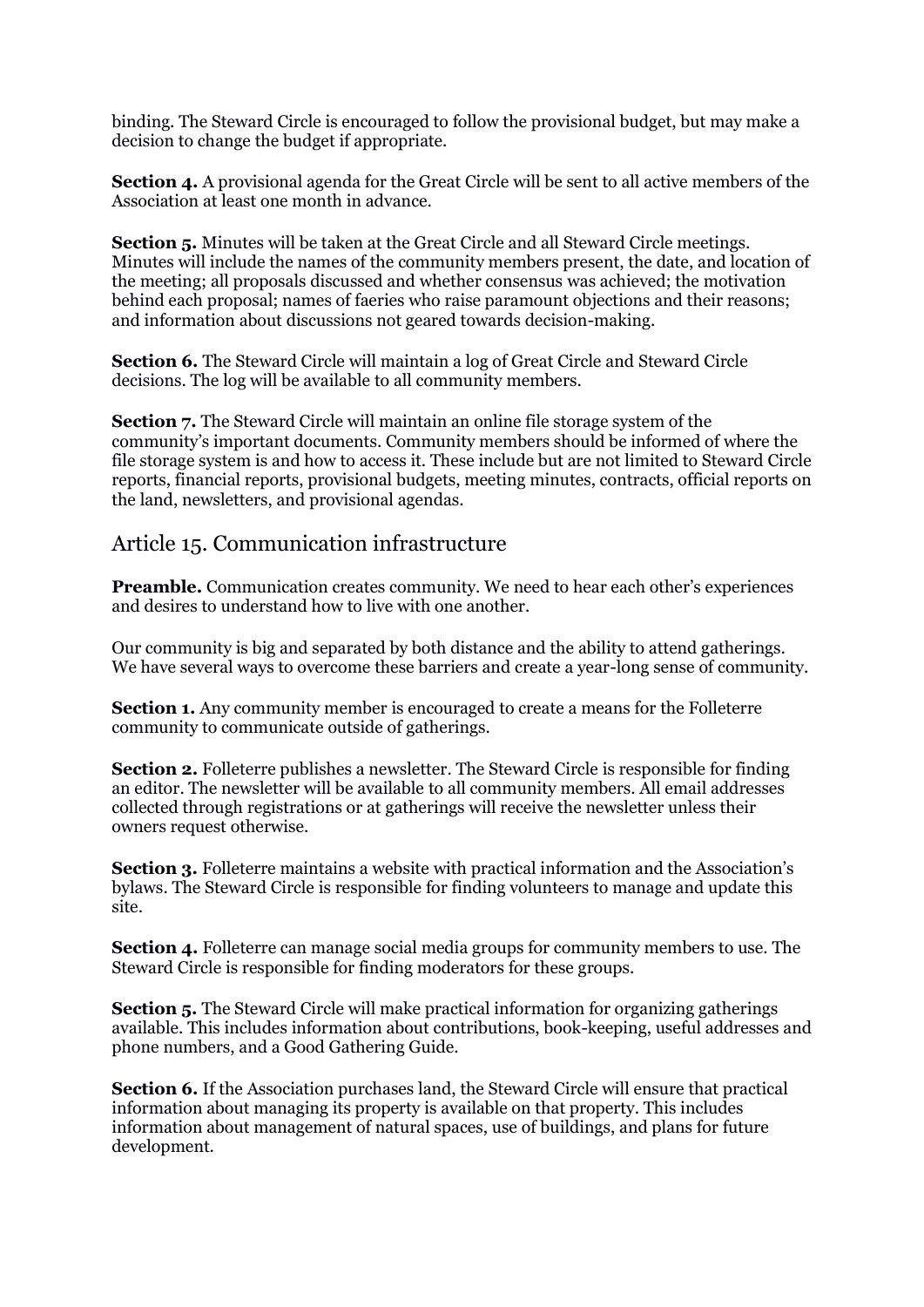binding. The Steward Circle is encouraged to follow the provisional budget, but may make a decision to change the budget if appropriate.

**Section 4.** A provisional agenda for the Great Circle will be sent to all active members of the Association at least one month in advance.

**Section 5.** Minutes will be taken at the Great Circle and all Steward Circle meetings. Minutes will include the names of the community members present, the date, and location of the meeting; all proposals discussed and whether consensus was achieved; the motivation behind each proposal; names of faeries who raise paramount objections and their reasons; and information about discussions not geared towards decision-making.

**Section 6.** The Steward Circle will maintain a log of Great Circle and Steward Circle decisions. The log will be available to all community members.

**Section 7.** The Steward Circle will maintain an online file storage system of the community's important documents. Community members should be informed of where the file storage system is and how to access it. These include but are not limited to Steward Circle reports, financial reports, provisional budgets, meeting minutes, contracts, official reports on the land, newsletters, and provisional agendas.

## Article 15. Communication infrastructure

**Preamble.** Communication creates community. We need to hear each other's experiences and desires to understand how to live with one another.

Our community is big and separated by both distance and the ability to attend gatherings. We have several ways to overcome these barriers and create a year-long sense of community.

**Section 1.** Any community member is encouraged to create a means for the Folleterre community to communicate outside of gatherings.

**Section 2.** Folleterre publishes a newsletter. The Steward Circle is responsible for finding an editor. The newsletter will be available to all community members. All email addresses collected through registrations or at gatherings will receive the newsletter unless their owners request otherwise.

**Section 3.** Folleterre maintains a website with practical information and the Association's bylaws. The Steward Circle is responsible for finding volunteers to manage and update this site.

**Section 4.** Folleterre can manage social media groups for community members to use. The Steward Circle is responsible for finding moderators for these groups.

**Section 5.** The Steward Circle will make practical information for organizing gatherings available. This includes information about contributions, book-keeping, useful addresses and phone numbers, and a Good Gathering Guide.

**Section 6.** If the Association purchases land, the Steward Circle will ensure that practical information about managing its property is available on that property. This includes information about management of natural spaces, use of buildings, and plans for future development.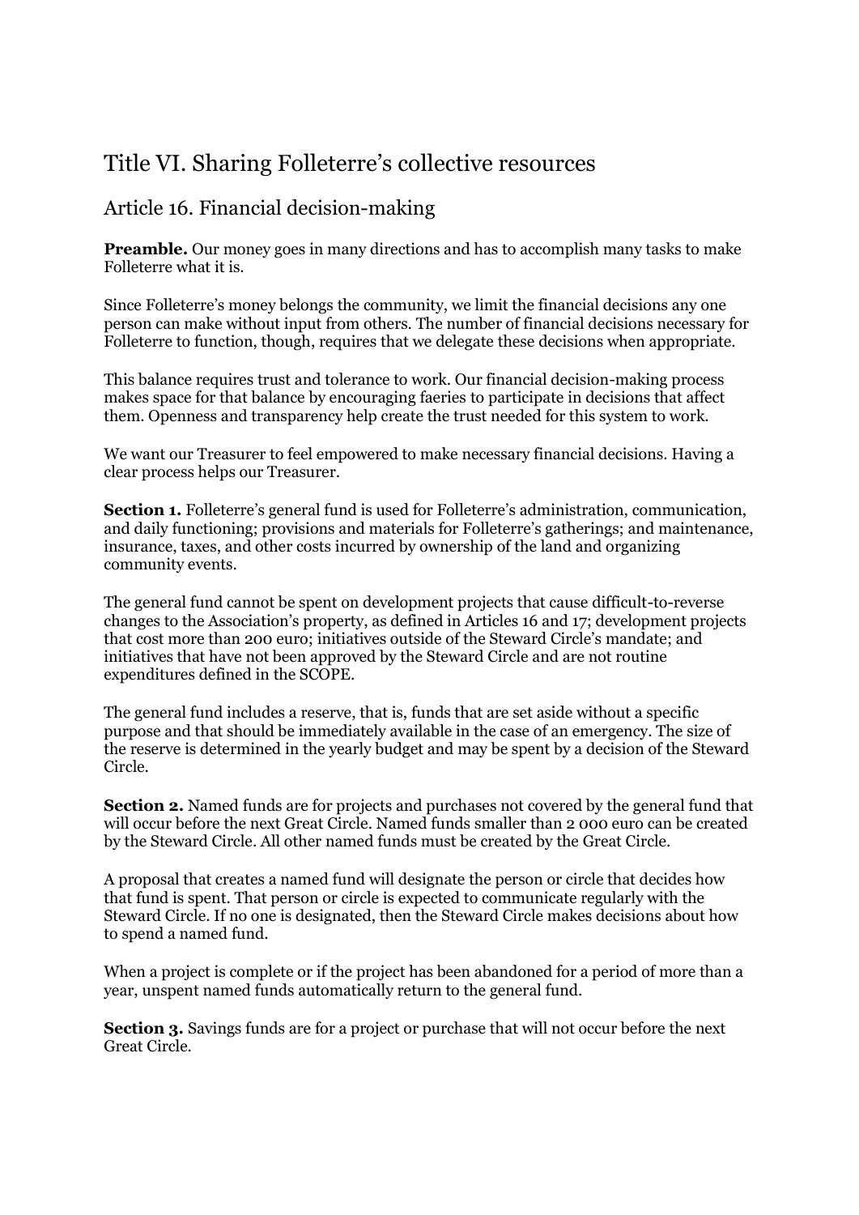# Title VI. Sharing Folleterre's collective resources

## Article 16. Financial decision-making

**Preamble.** Our money goes in many directions and has to accomplish many tasks to make Folleterre what it is.

Since Folleterre's money belongs the community, we limit the financial decisions any one person can make without input from others. The number of financial decisions necessary for Folleterre to function, though, requires that we delegate these decisions when appropriate.

This balance requires trust and tolerance to work. Our financial decision-making process makes space for that balance by encouraging faeries to participate in decisions that affect them. Openness and transparency help create the trust needed for this system to work.

We want our Treasurer to feel empowered to make necessary financial decisions. Having a clear process helps our Treasurer.

**Section 1.** Folleterre's general fund is used for Folleterre's administration, communication, and daily functioning; provisions and materials for Folleterre's gatherings; and maintenance, insurance, taxes, and other costs incurred by ownership of the land and organizing community events.

The general fund cannot be spent on development projects that cause difficult-to-reverse changes to the Association's property, as defined in Articles 16 and 17; development projects that cost more than 200 euro; initiatives outside of the Steward Circle's mandate; and initiatives that have not been approved by the Steward Circle and are not routine expenditures defined in the SCOPE.

The general fund includes a reserve, that is, funds that are set aside without a specific purpose and that should be immediately available in the case of an emergency. The size of the reserve is determined in the yearly budget and may be spent by a decision of the Steward Circle.

**Section 2.** Named funds are for projects and purchases not covered by the general fund that will occur before the next Great Circle. Named funds smaller than 2 000 euro can be created by the Steward Circle. All other named funds must be created by the Great Circle.

A proposal that creates a named fund will designate the person or circle that decides how that fund is spent. That person or circle is expected to communicate regularly with the Steward Circle. If no one is designated, then the Steward Circle makes decisions about how to spend a named fund.

When a project is complete or if the project has been abandoned for a period of more than a year, unspent named funds automatically return to the general fund.

**Section 3.** Savings funds are for a project or purchase that will not occur before the next Great Circle.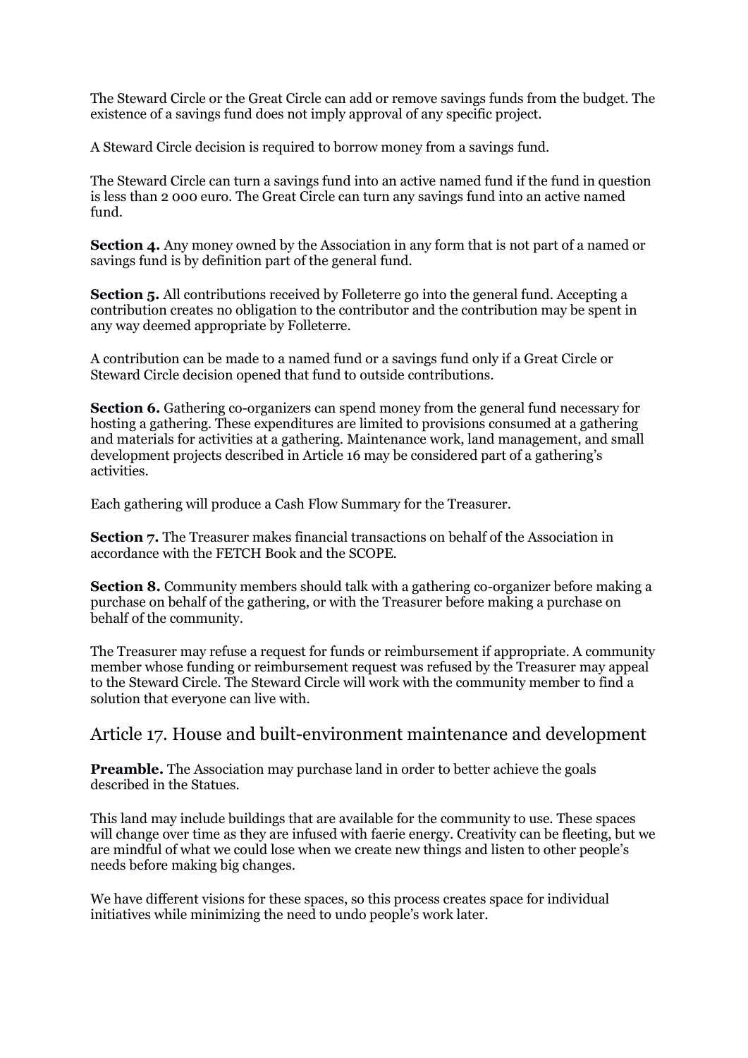The Steward Circle or the Great Circle can add or remove savings funds from the budget. The existence of a savings fund does not imply approval of any specific project.

A Steward Circle decision is required to borrow money from a savings fund.

The Steward Circle can turn a savings fund into an active named fund if the fund in question is less than 2 000 euro. The Great Circle can turn any savings fund into an active named fund.

**Section 4.** Any money owned by the Association in any form that is not part of a named or savings fund is by definition part of the general fund.

**Section 5.** All contributions received by Folleterre go into the general fund. Accepting a contribution creates no obligation to the contributor and the contribution may be spent in any way deemed appropriate by Folleterre.

A contribution can be made to a named fund or a savings fund only if a Great Circle or Steward Circle decision opened that fund to outside contributions.

**Section 6.** Gathering co-organizers can spend money from the general fund necessary for hosting a gathering. These expenditures are limited to provisions consumed at a gathering and materials for activities at a gathering. Maintenance work, land management, and small development projects described in Article 16 may be considered part of a gathering's activities.

Each gathering will produce a Cash Flow Summary for the Treasurer.

**Section 7.** The Treasurer makes financial transactions on behalf of the Association in accordance with the FETCH Book and the SCOPE.

**Section 8.** Community members should talk with a gathering co-organizer before making a purchase on behalf of the gathering, or with the Treasurer before making a purchase on behalf of the community.

The Treasurer may refuse a request for funds or reimbursement if appropriate. A community member whose funding or reimbursement request was refused by the Treasurer may appeal to the Steward Circle. The Steward Circle will work with the community member to find a solution that everyone can live with.

## Article 17. House and built-environment maintenance and development

**Preamble.** The Association may purchase land in order to better achieve the goals described in the Statues.

This land may include buildings that are available for the community to use. These spaces will change over time as they are infused with faerie energy. Creativity can be fleeting, but we are mindful of what we could lose when we create new things and listen to other people's needs before making big changes.

We have different visions for these spaces, so this process creates space for individual initiatives while minimizing the need to undo people's work later.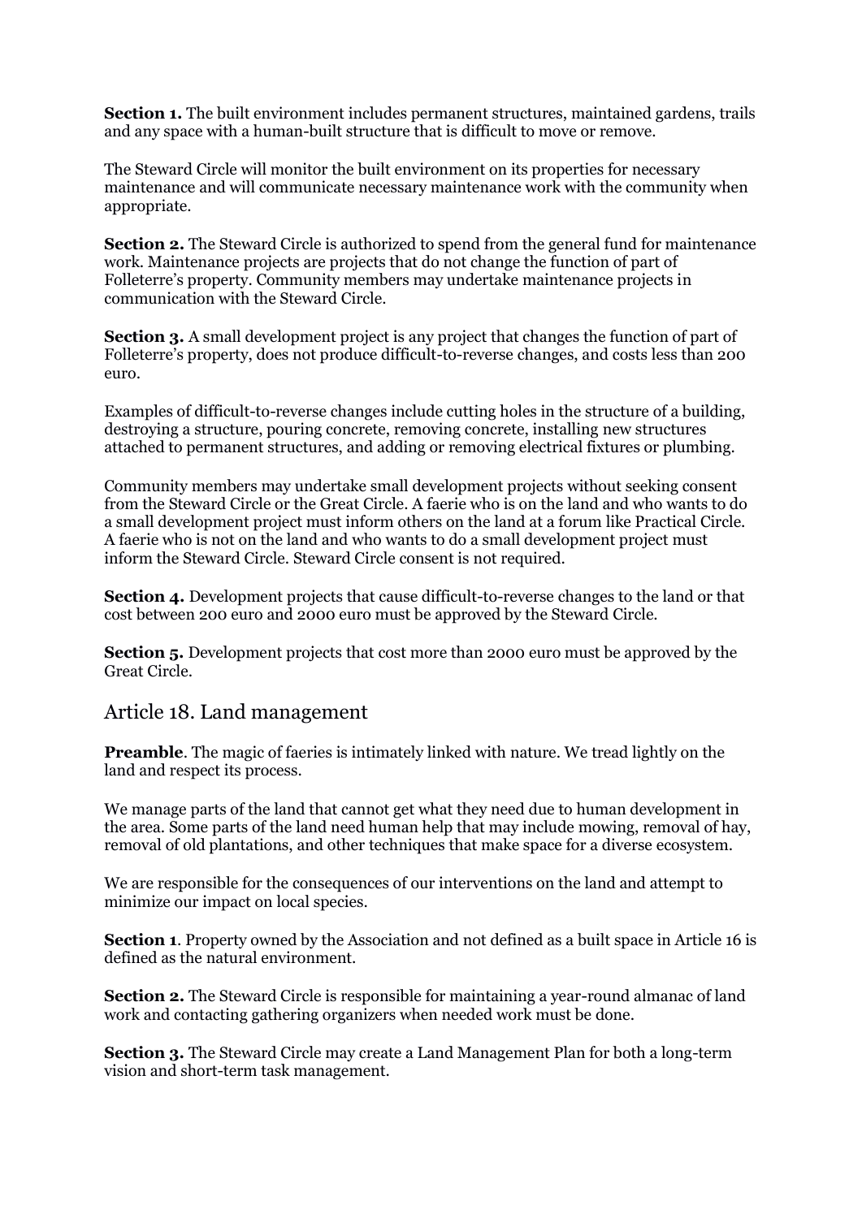**Section 1.** The built environment includes permanent structures, maintained gardens, trails and any space with a human-built structure that is difficult to move or remove.

The Steward Circle will monitor the built environment on its properties for necessary maintenance and will communicate necessary maintenance work with the community when appropriate.

**Section 2.** The Steward Circle is authorized to spend from the general fund for maintenance work. Maintenance projects are projects that do not change the function of part of Folleterre's property. Community members may undertake maintenance projects in communication with the Steward Circle.

**Section 3.** A small development project is any project that changes the function of part of Folleterre's property, does not produce difficult-to-reverse changes, and costs less than 200 euro.

Examples of difficult-to-reverse changes include cutting holes in the structure of a building, destroying a structure, pouring concrete, removing concrete, installing new structures attached to permanent structures, and adding or removing electrical fixtures or plumbing.

Community members may undertake small development projects without seeking consent from the Steward Circle or the Great Circle. A faerie who is on the land and who wants to do a small development project must inform others on the land at a forum like Practical Circle. A faerie who is not on the land and who wants to do a small development project must inform the Steward Circle. Steward Circle consent is not required.

**Section 4.** Development projects that cause difficult-to-reverse changes to the land or that cost between 200 euro and 2000 euro must be approved by the Steward Circle.

**Section 5.** Development projects that cost more than 2000 euro must be approved by the Great Circle.

## Article 18. Land management

**Preamble**. The magic of faeries is intimately linked with nature. We tread lightly on the land and respect its process.

We manage parts of the land that cannot get what they need due to human development in the area. Some parts of the land need human help that may include mowing, removal of hay, removal of old plantations, and other techniques that make space for a diverse ecosystem.

We are responsible for the consequences of our interventions on the land and attempt to minimize our impact on local species.

**Section 1**. Property owned by the Association and not defined as a built space in Article 16 is defined as the natural environment.

**Section 2.** The Steward Circle is responsible for maintaining a year-round almanac of land work and contacting gathering organizers when needed work must be done.

**Section 3.** The Steward Circle may create a Land Management Plan for both a long-term vision and short-term task management.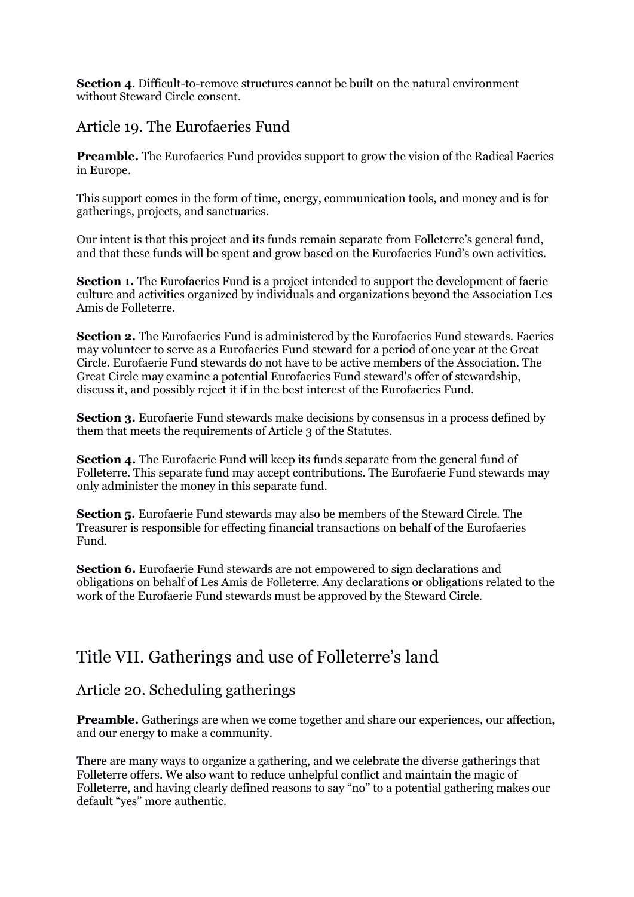**Section 4**. Difficult-to-remove structures cannot be built on the natural environment without Steward Circle consent.

### Article 19. The Eurofaeries Fund

**Preamble.** The Eurofaeries Fund provides support to grow the vision of the Radical Faeries in Europe.

This support comes in the form of time, energy, communication tools, and money and is for gatherings, projects, and sanctuaries.

Our intent is that this project and its funds remain separate from Folleterre's general fund, and that these funds will be spent and grow based on the Eurofaeries Fund's own activities.

**Section 1.** The Eurofaeries Fund is a project intended to support the development of faerie culture and activities organized by individuals and organizations beyond the Association Les Amis de Folleterre.

**Section 2.** The Eurofaeries Fund is administered by the Eurofaeries Fund stewards. Faeries may volunteer to serve as a Eurofaeries Fund steward for a period of one year at the Great Circle. Eurofaerie Fund stewards do not have to be active members of the Association. The Great Circle may examine a potential Eurofaeries Fund steward's offer of stewardship, discuss it, and possibly reject it if in the best interest of the Eurofaeries Fund.

**Section 3.** Eurofaerie Fund stewards make decisions by consensus in a process defined by them that meets the requirements of Article 3 of the Statutes.

**Section 4.** The Eurofaerie Fund will keep its funds separate from the general fund of Folleterre. This separate fund may accept contributions. The Eurofaerie Fund stewards may only administer the money in this separate fund.

**Section 5.** Eurofaerie Fund stewards may also be members of the Steward Circle. The Treasurer is responsible for effecting financial transactions on behalf of the Eurofaeries Fund.

**Section 6.** Eurofaerie Fund stewards are not empowered to sign declarations and obligations on behalf of Les Amis de Folleterre. Any declarations or obligations related to the work of the Eurofaerie Fund stewards must be approved by the Steward Circle.

## Title VII. Gatherings and use of Folleterre's land

### Article 20. Scheduling gatherings

**Preamble.** Gatherings are when we come together and share our experiences, our affection, and our energy to make a community.

There are many ways to organize a gathering, and we celebrate the diverse gatherings that Folleterre offers. We also want to reduce unhelpful conflict and maintain the magic of Folleterre, and having clearly defined reasons to say "no" to a potential gathering makes our default "yes" more authentic.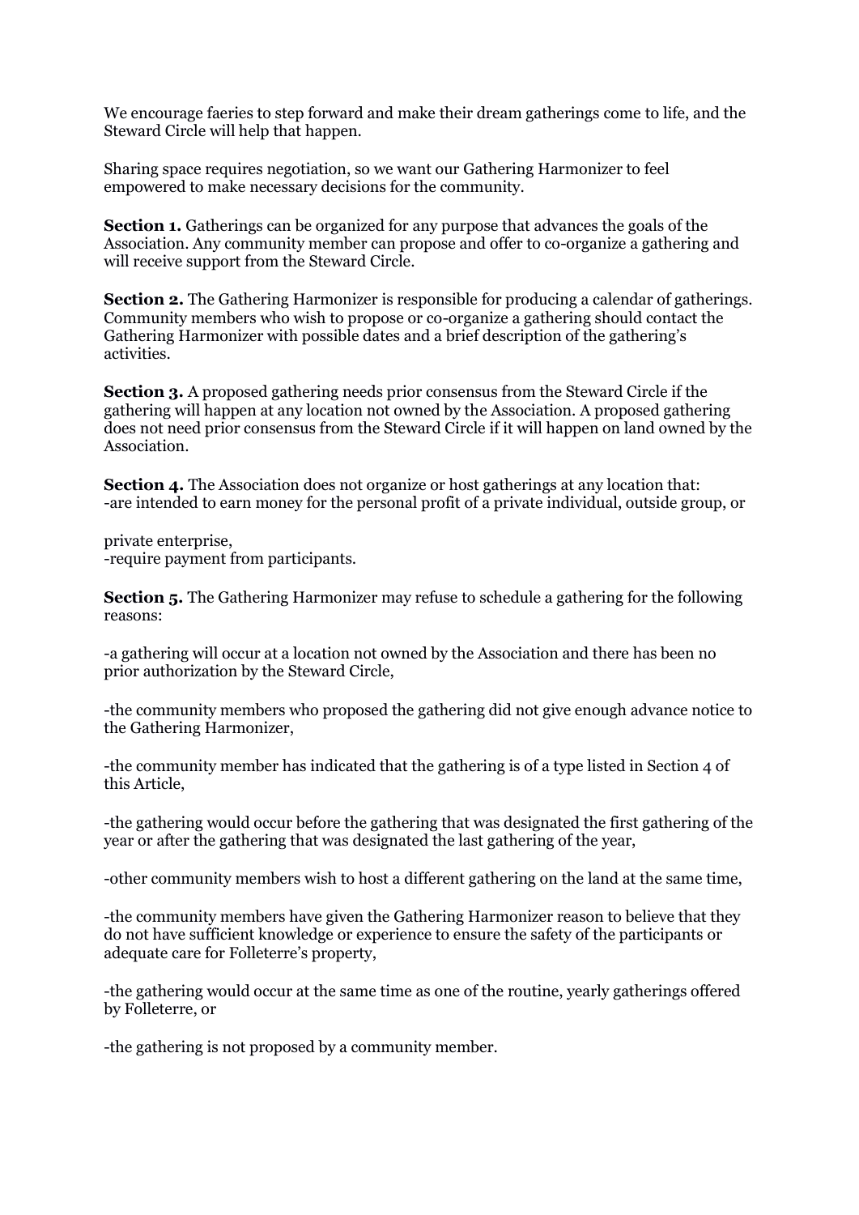We encourage faeries to step forward and make their dream gatherings come to life, and the Steward Circle will help that happen.

Sharing space requires negotiation, so we want our Gathering Harmonizer to feel empowered to make necessary decisions for the community.

**Section 1.** Gatherings can be organized for any purpose that advances the goals of the Association. Any community member can propose and offer to co-organize a gathering and will receive support from the Steward Circle.

**Section 2.** The Gathering Harmonizer is responsible for producing a calendar of gatherings. Community members who wish to propose or co-organize a gathering should contact the Gathering Harmonizer with possible dates and a brief description of the gathering's activities.

**Section 3.** A proposed gathering needs prior consensus from the Steward Circle if the gathering will happen at any location not owned by the Association. A proposed gathering does not need prior consensus from the Steward Circle if it will happen on land owned by the Association.

**Section 4.** The Association does not organize or host gatherings at any location that:
-are intended to earn money for the personal profit of a private individual, outside group, or private enterprise,
-require payment from participants.

**Section 5.** The Gathering Harmonizer may refuse to schedule a gathering for the following reasons:

-a gathering will occur at a location not owned by the Association and there has been no prior authorization by the Steward Circle,

-the community members who proposed the gathering did not give enough advance notice to the Gathering Harmonizer,

-the community member has indicated that the gathering is of a type listed in Section 4 of this Article,

-the gathering would occur before the gathering that was designated the first gathering of the year or after the gathering that was designated the last gathering of the year,

-other community members wish to host a different gathering on the land at the same time,

-the community members have given the Gathering Harmonizer reason to believe that they do not have sufficient knowledge or experience to ensure the safety of the participants or adequate care for Folleterre's property,

-the gathering would occur at the same time as one of the routine, yearly gatherings offered by Folleterre, or

-the gathering is not proposed by a community member.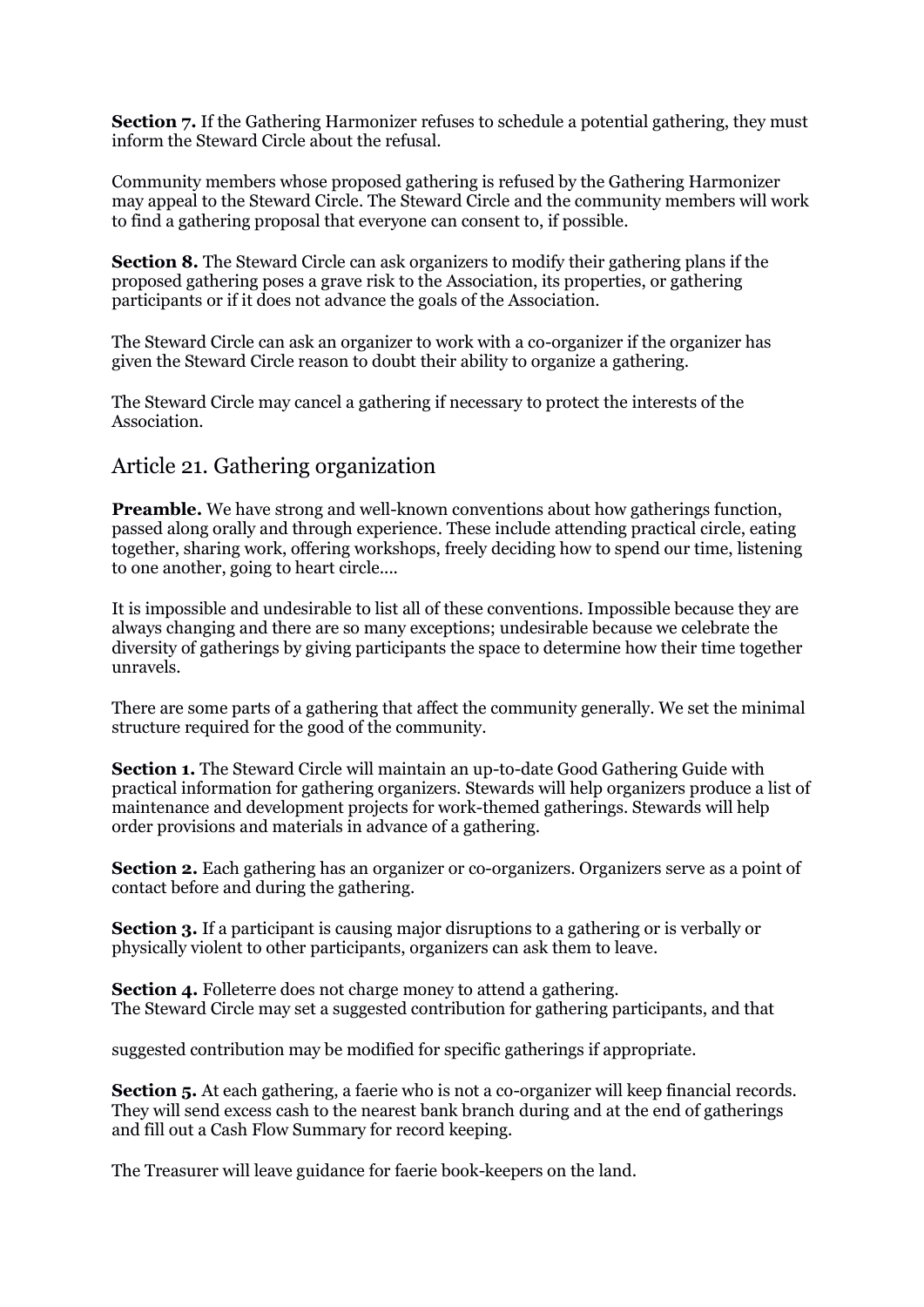**Section 7.** If the Gathering Harmonizer refuses to schedule a potential gathering, they must inform the Steward Circle about the refusal.

Community members whose proposed gathering is refused by the Gathering Harmonizer may appeal to the Steward Circle. The Steward Circle and the community members will work to find a gathering proposal that everyone can consent to, if possible.

**Section 8.** The Steward Circle can ask organizers to modify their gathering plans if the proposed gathering poses a grave risk to the Association, its properties, or gathering participants or if it does not advance the goals of the Association.

The Steward Circle can ask an organizer to work with a co-organizer if the organizer has given the Steward Circle reason to doubt their ability to organize a gathering.

The Steward Circle may cancel a gathering if necessary to protect the interests of the Association.

## Article 21. Gathering organization

**Preamble.** We have strong and well-known conventions about how gatherings function, passed along orally and through experience. These include attending practical circle, eating together, sharing work, offering workshops, freely deciding how to spend our time, listening to one another, going to heart circle....

It is impossible and undesirable to list all of these conventions. Impossible because they are always changing and there are so many exceptions; undesirable because we celebrate the diversity of gatherings by giving participants the space to determine how their time together unravels.

There are some parts of a gathering that affect the community generally. We set the minimal structure required for the good of the community.

**Section 1.** The Steward Circle will maintain an up-to-date Good Gathering Guide with practical information for gathering organizers. Stewards will help organizers produce a list of maintenance and development projects for work-themed gatherings. Stewards will help order provisions and materials in advance of a gathering.

**Section 2.** Each gathering has an organizer or co-organizers. Organizers serve as a point of contact before and during the gathering.

**Section 3.** If a participant is causing major disruptions to a gathering or is verbally or physically violent to other participants, organizers can ask them to leave.

**Section 4.** Folleterre does not charge money to attend a gathering.
The Steward Circle may set a suggested contribution for gathering participants, and that suggested contribution may be modified for specific gatherings if appropriate.

**Section 5.** At each gathering, a faerie who is not a co-organizer will keep financial records. They will send excess cash to the nearest bank branch during and at the end of gatherings and fill out a Cash Flow Summary for record keeping.

The Treasurer will leave guidance for faerie book-keepers on the land.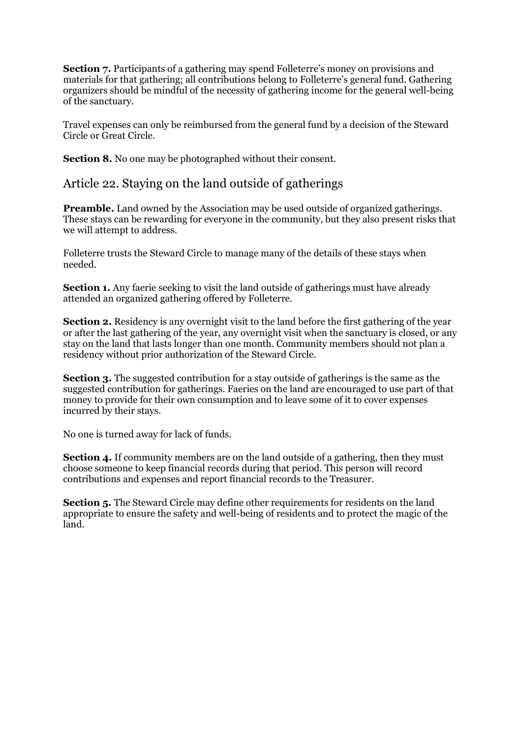**Section 7.** Participants of a gathering may spend Folleterre's money on provisions and materials for that gathering; all contributions belong to Folleterre's general fund. Gathering organizers should be mindful of the necessity of gathering income for the general well-being of the sanctuary.

Travel expenses can only be reimbursed from the general fund by a decision of the Steward Circle or Great Circle.

**Section 8.** No one may be photographed without their consent.

## Article 22. Staying on the land outside of gatherings

**Preamble.** Land owned by the Association may be used outside of organized gatherings. These stays can be rewarding for everyone in the community, but they also present risks that we will attempt to address.

Folleterre trusts the Steward Circle to manage many of the details of these stays when needed.

**Section 1.** Any faerie seeking to visit the land outside of gatherings must have already attended an organized gathering offered by Folleterre.

**Section 2.** Residency is any overnight visit to the land before the first gathering of the year or after the last gathering of the year, any overnight visit when the sanctuary is closed, or any stay on the land that lasts longer than one month. Community members should not plan a residency without prior authorization of the Steward Circle.

**Section 3.** The suggested contribution for a stay outside of gatherings is the same as the suggested contribution for gatherings. Faeries on the land are encouraged to use part of that money to provide for their own consumption and to leave some of it to cover expenses incurred by their stays.

No one is turned away for lack of funds.

**Section 4.** If community members are on the land outside of a gathering, then they must choose someone to keep financial records during that period. This person will record contributions and expenses and report financial records to the Treasurer.

**Section 5.** The Steward Circle may define other requirements for residents on the land appropriate to ensure the safety and well-being of residents and to protect the magic of the land.